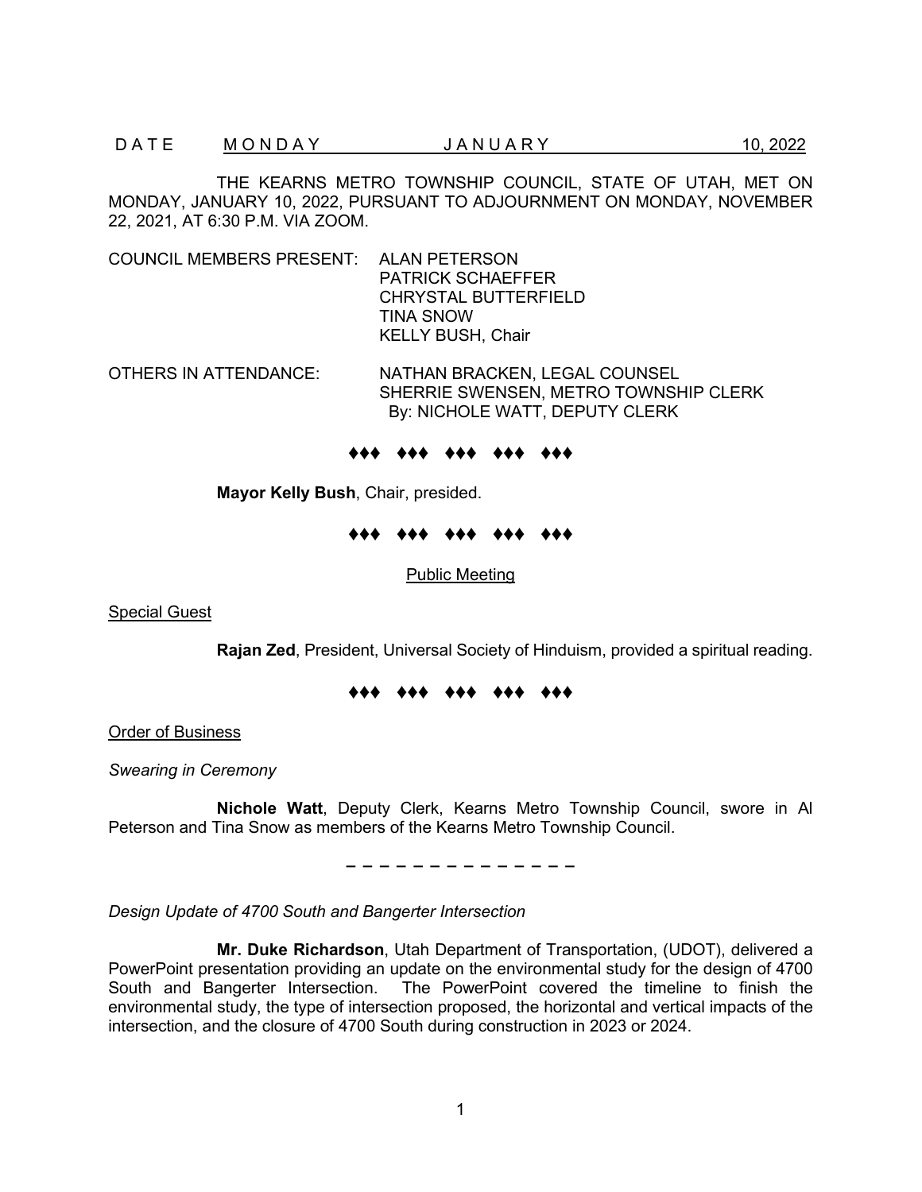D A T E　　M O N D A Y　　J A N U A R Y　　10, 2022

THE KEARNS METRO TOWNSHIP COUNCIL, STATE OF UTAH, MET ON MONDAY, JANUARY 10, 2022, PURSUANT TO ADJOURNMENT ON MONDAY, NOVEMBER 22, 2021, AT 6:30 P.M. VIA ZOOM.

COUNCIL MEMBERS PRESENT:
ALAN PETERSON
PATRICK SCHAEFFER
CHRYSTAL BUTTERFIELD
TINA SNOW
KELLY BUSH, Chair

OTHERS IN ATTENDANCE:
NATHAN BRACKEN, LEGAL COUNSEL
SHERRIE SWENSEN, METRO TOWNSHIP CLERK
By: NICHOLE WATT, DEPUTY CLERK

♦♦♦ ♦♦♦ ♦♦♦ ♦♦♦ ♦♦♦

**Mayor Kelly Bush**, Chair, presided.

♦♦♦ ♦♦♦ ♦♦♦ ♦♦♦ ♦♦♦

Public Meeting

Special Guest

**Rajan Zed**, President, Universal Society of Hinduism, provided a spiritual reading.

♦♦♦ ♦♦♦ ♦♦♦ ♦♦♦ ♦♦♦

Order of Business

*Swearing in Ceremony*

**Nichole Watt**, Deputy Clerk, Kearns Metro Township Council, swore in Al Peterson and Tina Snow as members of the Kearns Metro Township Council.

– – – – – – – – – – – – – –

*Design Update of 4700 South and Bangerter Intersection*

**Mr. Duke Richardson**, Utah Department of Transportation, (UDOT), delivered a PowerPoint presentation providing an update on the environmental study for the design of 4700 South and Bangerter Intersection. The PowerPoint covered the timeline to finish the environmental study, the type of intersection proposed, the horizontal and vertical impacts of the intersection, and the closure of 4700 South during construction in 2023 or 2024.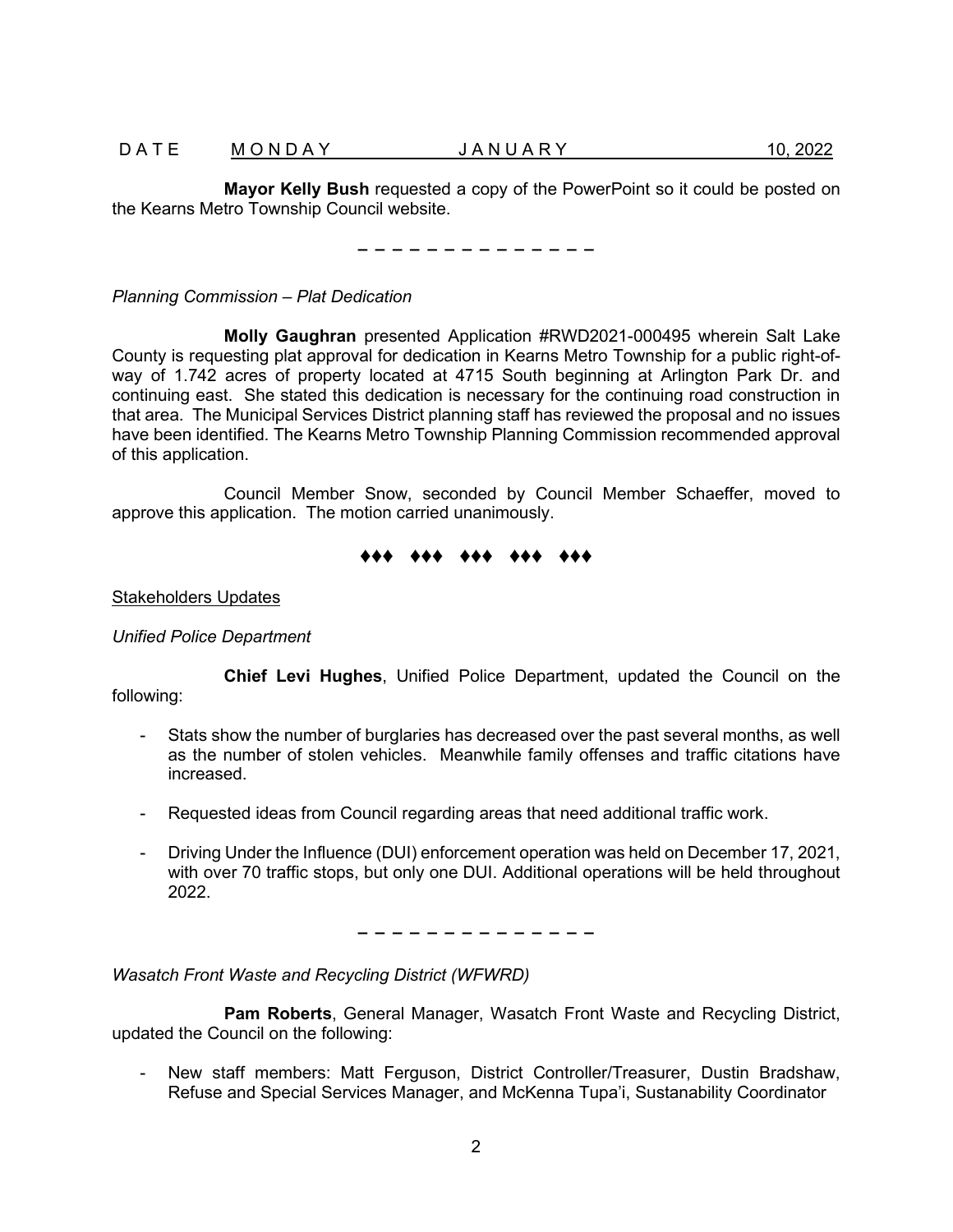**Mayor Kelly Bush** requested a copy of the PowerPoint so it could be posted on the Kearns Metro Township Council website.

– – – – – – – – – – – – – –

*Planning Commission – Plat Dedication*

**Molly Gaughran** presented Application #RWD2021-000495 wherein Salt Lake County is requesting plat approval for dedication in Kearns Metro Township for a public right-of-way of 1.742 acres of property located at 4715 South beginning at Arlington Park Dr. and continuing east. She stated this dedication is necessary for the continuing road construction in that area. The Municipal Services District planning staff has reviewed the proposal and no issues have been identified. The Kearns Metro Township Planning Commission recommended approval of this application.

Council Member Snow, seconded by Council Member Schaeffer, moved to approve this application. The motion carried unanimously.

♦♦♦ ♦♦♦ ♦♦♦ ♦♦♦ ♦♦♦

<u>Stakeholders Updates</u>

*Unified Police Department*

**Chief Levi Hughes**, Unified Police Department, updated the Council on the following:

- Stats show the number of burglaries has decreased over the past several months, as well as the number of stolen vehicles. Meanwhile family offenses and traffic citations have increased.
- Requested ideas from Council regarding areas that need additional traffic work.
- Driving Under the Influence (DUI) enforcement operation was held on December 17, 2021, with over 70 traffic stops, but only one DUI. Additional operations will be held throughout 2022.

– – – – – – – – – – – – – –

*Wasatch Front Waste and Recycling District (WFWRD)*

**Pam Roberts**, General Manager, Wasatch Front Waste and Recycling District, updated the Council on the following:

- New staff members: Matt Ferguson, District Controller/Treasurer, Dustin Bradshaw, Refuse and Special Services Manager, and McKenna Tupa'i, Sustanability Coordinator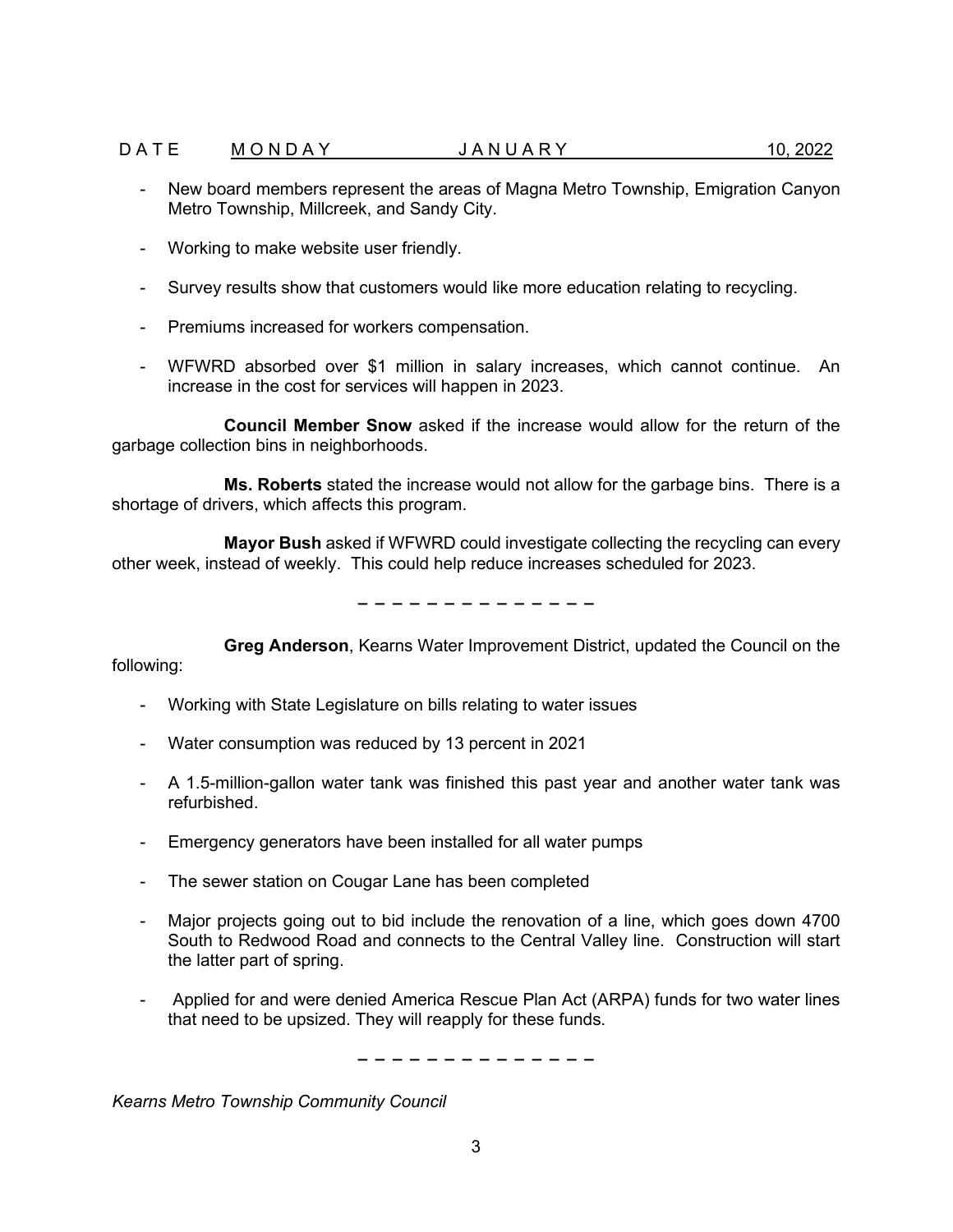- New board members represent the areas of Magna Metro Township, Emigration Canyon Metro Township, Millcreek, and Sandy City.

- Working to make website user friendly.

- Survey results show that customers would like more education relating to recycling.

- Premiums increased for workers compensation.

- WFWRD absorbed over $1 million in salary increases, which cannot continue. An increase in the cost for services will happen in 2023.

**Council Member Snow** asked if the increase would allow for the return of the garbage collection bins in neighborhoods.

**Ms. Roberts** stated the increase would not allow for the garbage bins. There is a shortage of drivers, which affects this program.

**Mayor Bush** asked if WFWRD could investigate collecting the recycling can every other week, instead of weekly. This could help reduce increases scheduled for 2023.

– – – – – – – – – – – – – –

**Greg Anderson**, Kearns Water Improvement District, updated the Council on the following:

- Working with State Legislature on bills relating to water issues

- Water consumption was reduced by 13 percent in 2021

- A 1.5-million-gallon water tank was finished this past year and another water tank was refurbished.

- Emergency generators have been installed for all water pumps

- The sewer station on Cougar Lane has been completed

- Major projects going out to bid include the renovation of a line, which goes down 4700 South to Redwood Road and connects to the Central Valley line. Construction will start the latter part of spring.

- Applied for and were denied America Rescue Plan Act (ARPA) funds for two water lines that need to be upsized. They will reapply for these funds.

– – – – – – – – – – – – – –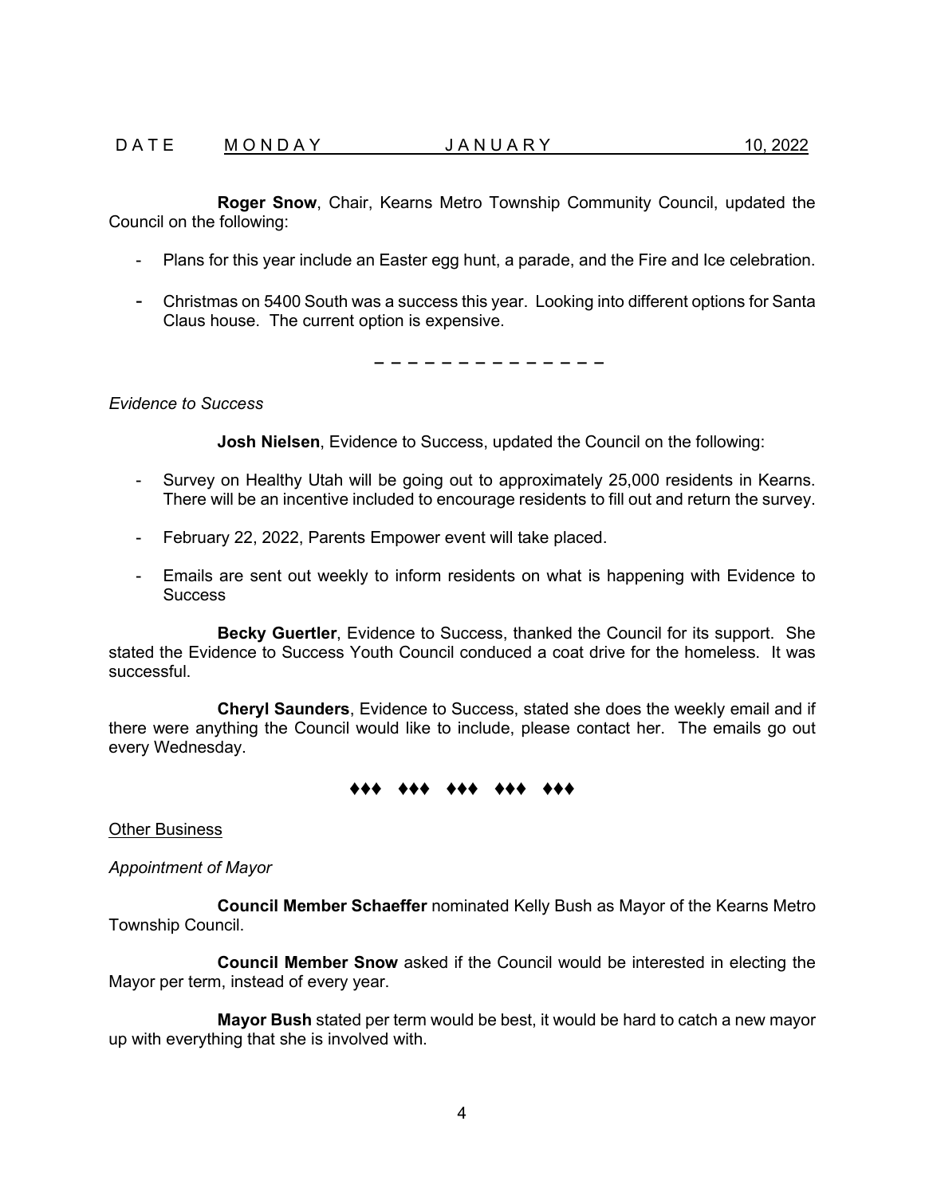**Roger Snow**, Chair, Kearns Metro Township Community Council, updated the Council on the following:

- Plans for this year include an Easter egg hunt, a parade, and the Fire and Ice celebration.
- Christmas on 5400 South was a success this year. Looking into different options for Santa Claus house. The current option is expensive.

– – – – – – – – – – – – – –

*Evidence to Success*

**Josh Nielsen**, Evidence to Success, updated the Council on the following:

- Survey on Healthy Utah will be going out to approximately 25,000 residents in Kearns. There will be an incentive included to encourage residents to fill out and return the survey.
- February 22, 2022, Parents Empower event will take placed.
- Emails are sent out weekly to inform residents on what is happening with Evidence to Success

**Becky Guertler**, Evidence to Success, thanked the Council for its support. She stated the Evidence to Success Youth Council conduced a coat drive for the homeless. It was successful.

**Cheryl Saunders**, Evidence to Success, stated she does the weekly email and if there were anything the Council would like to include, please contact her. The emails go out every Wednesday.

♦♦♦ ♦♦♦ ♦♦♦ ♦♦♦ ♦♦♦

Other Business

*Appointment of Mayor*

**Council Member Schaeffer** nominated Kelly Bush as Mayor of the Kearns Metro Township Council.

**Council Member Snow** asked if the Council would be interested in electing the Mayor per term, instead of every year.

**Mayor Bush** stated per term would be best, it would be hard to catch a new mayor up with everything that she is involved with.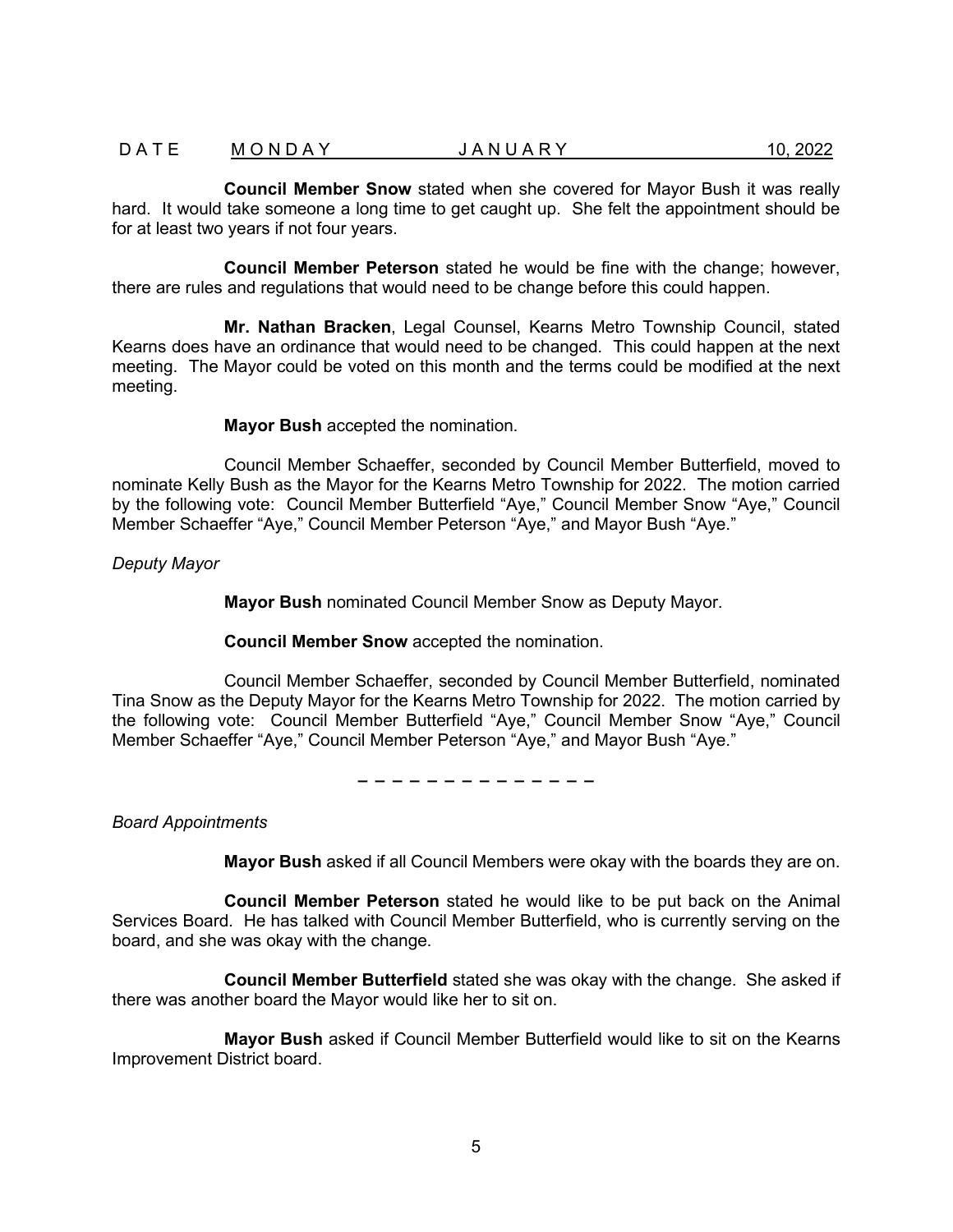**Council Member Snow** stated when she covered for Mayor Bush it was really hard. It would take someone a long time to get caught up. She felt the appointment should be for at least two years if not four years.

**Council Member Peterson** stated he would be fine with the change; however, there are rules and regulations that would need to be change before this could happen.

**Mr. Nathan Bracken**, Legal Counsel, Kearns Metro Township Council, stated Kearns does have an ordinance that would need to be changed. This could happen at the next meeting. The Mayor could be voted on this month and the terms could be modified at the next meeting.

**Mayor Bush** accepted the nomination.

Council Member Schaeffer, seconded by Council Member Butterfield, moved to nominate Kelly Bush as the Mayor for the Kearns Metro Township for 2022. The motion carried by the following vote: Council Member Butterfield "Aye," Council Member Snow "Aye," Council Member Schaeffer "Aye," Council Member Peterson "Aye," and Mayor Bush "Aye."

*Deputy Mayor*

**Mayor Bush** nominated Council Member Snow as Deputy Mayor.

**Council Member Snow** accepted the nomination.

Council Member Schaeffer, seconded by Council Member Butterfield, nominated Tina Snow as the Deputy Mayor for the Kearns Metro Township for 2022. The motion carried by the following vote: Council Member Butterfield "Aye," Council Member Snow "Aye," Council Member Schaeffer "Aye," Council Member Peterson "Aye," and Mayor Bush "Aye."

– – – – – – – – – – – – – –

*Board Appointments*

**Mayor Bush** asked if all Council Members were okay with the boards they are on.

**Council Member Peterson** stated he would like to be put back on the Animal Services Board. He has talked with Council Member Butterfield, who is currently serving on the board, and she was okay with the change.

**Council Member Butterfield** stated she was okay with the change. She asked if there was another board the Mayor would like her to sit on.

**Mayor Bush** asked if Council Member Butterfield would like to sit on the Kearns Improvement District board.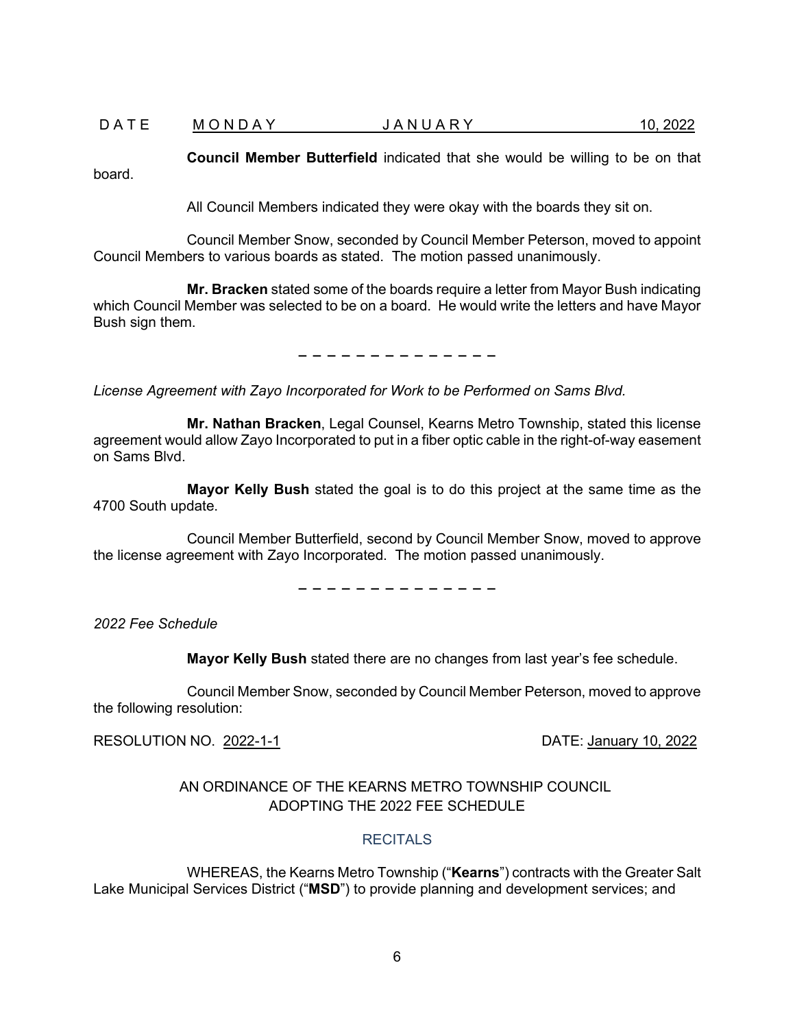**Council Member Butterfield** indicated that she would be willing to be on that board.

All Council Members indicated they were okay with the boards they sit on.

Council Member Snow, seconded by Council Member Peterson, moved to appoint Council Members to various boards as stated. The motion passed unanimously.

**Mr. Bracken** stated some of the boards require a letter from Mayor Bush indicating which Council Member was selected to be on a board. He would write the letters and have Mayor Bush sign them.

– – – – – – – – – – – – – –

*License Agreement with Zayo Incorporated for Work to be Performed on Sams Blvd.*

**Mr. Nathan Bracken**, Legal Counsel, Kearns Metro Township, stated this license agreement would allow Zayo Incorporated to put in a fiber optic cable in the right-of-way easement on Sams Blvd.

**Mayor Kelly Bush** stated the goal is to do this project at the same time as the 4700 South update.

Council Member Butterfield, second by Council Member Snow, moved to approve the license agreement with Zayo Incorporated. The motion passed unanimously.

– – – – – – – – – – – – – –

*2022 Fee Schedule*

**Mayor Kelly Bush** stated there are no changes from last year's fee schedule.

Council Member Snow, seconded by Council Member Peterson, moved to approve the following resolution:

RESOLUTION NO. 2022-1-1 DATE: January 10, 2022

AN ORDINANCE OF THE KEARNS METRO TOWNSHIP COUNCIL ADOPTING THE 2022 FEE SCHEDULE

RECITALS

WHEREAS, the Kearns Metro Township ("**Kearns**") contracts with the Greater Salt Lake Municipal Services District ("**MSD**") to provide planning and development services; and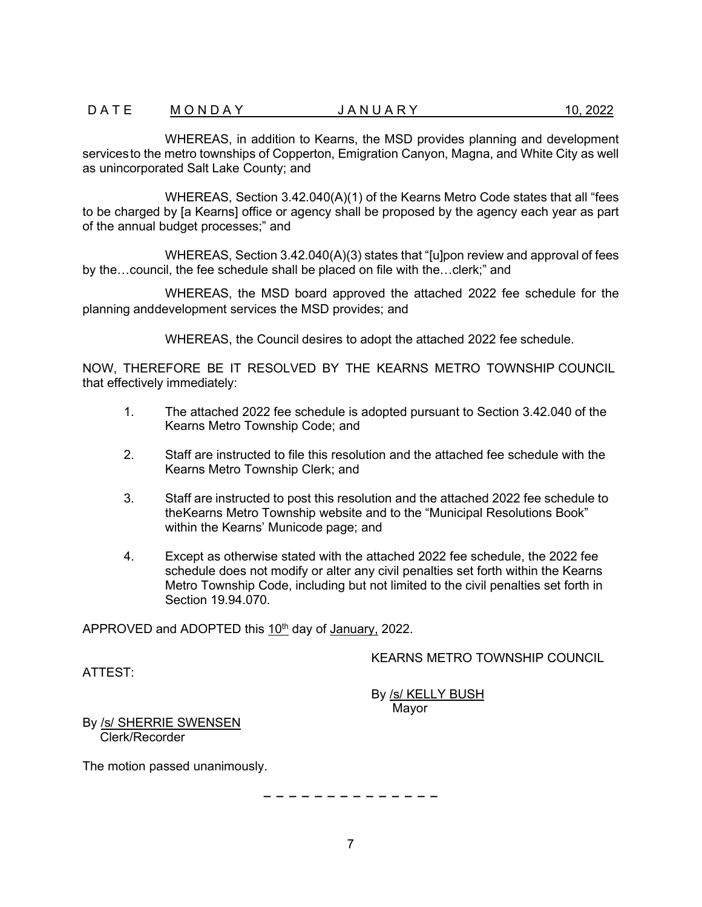WHEREAS, in addition to Kearns, the MSD provides planning and development services to the metro townships of Copperton, Emigration Canyon, Magna, and White City as well as unincorporated Salt Lake County; and

WHEREAS, Section 3.42.040(A)(1) of the Kearns Metro Code states that all "fees to be charged by [a Kearns] office or agency shall be proposed by the agency each year as part of the annual budget processes;" and

WHEREAS, Section 3.42.040(A)(3) states that "[u]pon review and approval of fees by the…council, the fee schedule shall be placed on file with the…clerk;" and

WHEREAS, the MSD board approved the attached 2022 fee schedule for the planning and development services the MSD provides; and

WHEREAS, the Council desires to adopt the attached 2022 fee schedule.

NOW, THEREFORE BE IT RESOLVED BY THE KEARNS METRO TOWNSHIP COUNCIL that effectively immediately:

1. The attached 2022 fee schedule is adopted pursuant to Section 3.42.040 of the Kearns Metro Township Code; and

2. Staff are instructed to file this resolution and the attached fee schedule with the Kearns Metro Township Clerk; and

3. Staff are instructed to post this resolution and the attached 2022 fee schedule to the Kearns Metro Township website and to the "Municipal Resolutions Book" within the Kearns' Municode page; and

4. Except as otherwise stated with the attached 2022 fee schedule, the 2022 fee schedule does not modify or alter any civil penalties set forth within the Kearns Metro Township Code, including but not limited to the civil penalties set forth in Section 19.94.070.

APPROVED and ADOPTED this 10th day of January, 2022.

KEARNS METRO TOWNSHIP COUNCIL

ATTEST:

By /s/ KELLY BUSH
Mayor

By /s/ SHERRIE SWENSEN
Clerk/Recorder

The motion passed unanimously.

– – – – – – – – – – – – – –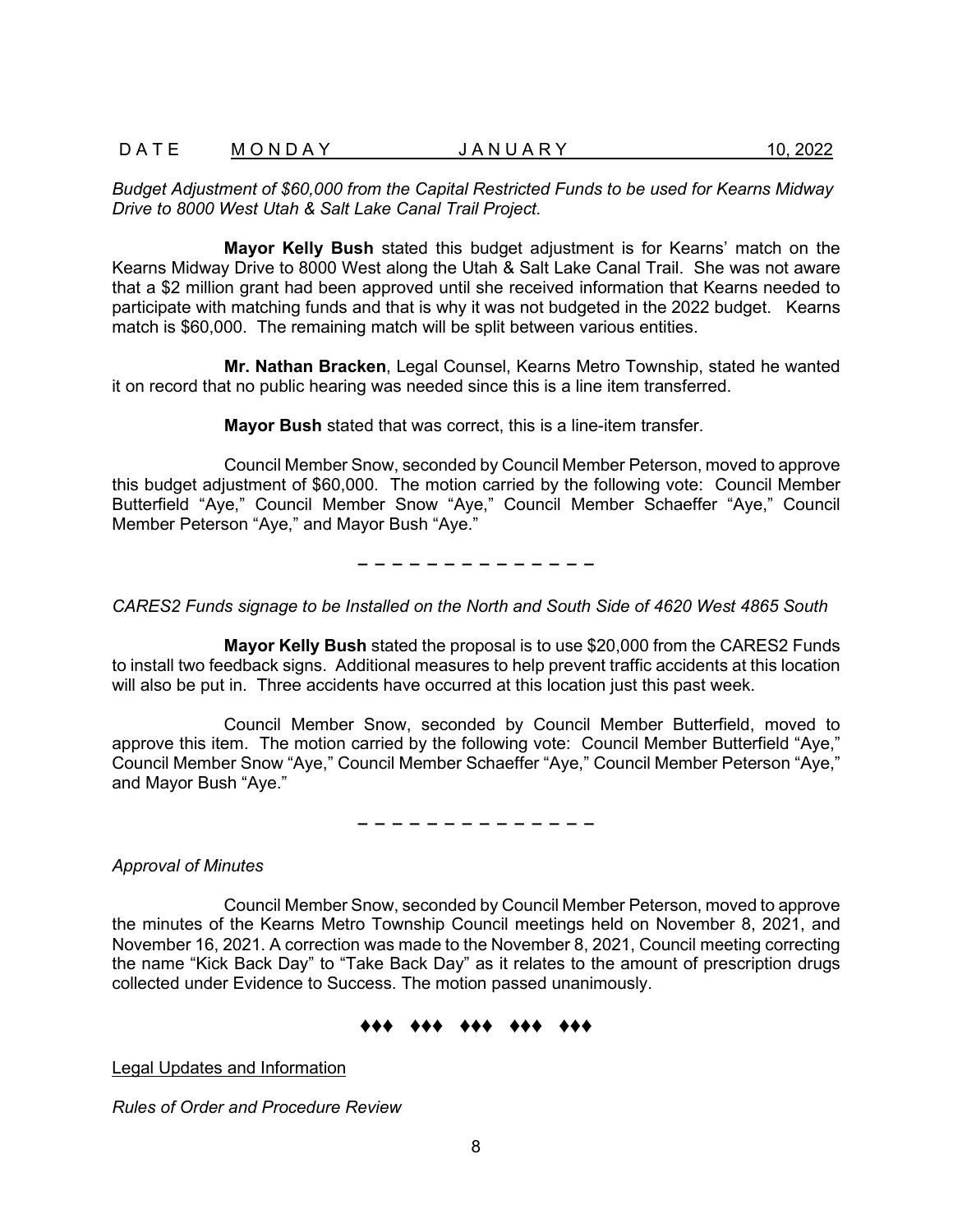*Budget Adjustment of $60,000 from the Capital Restricted Funds to be used for Kearns Midway Drive to 8000 West Utah & Salt Lake Canal Trail Project.*

**Mayor Kelly Bush** stated this budget adjustment is for Kearns' match on the Kearns Midway Drive to 8000 West along the Utah & Salt Lake Canal Trail. She was not aware that a $2 million grant had been approved until she received information that Kearns needed to participate with matching funds and that is why it was not budgeted in the 2022 budget. Kearns match is $60,000. The remaining match will be split between various entities.

**Mr. Nathan Bracken**, Legal Counsel, Kearns Metro Township, stated he wanted it on record that no public hearing was needed since this is a line item transferred.

**Mayor Bush** stated that was correct, this is a line-item transfer.

Council Member Snow, seconded by Council Member Peterson, moved to approve this budget adjustment of $60,000. The motion carried by the following vote: Council Member Butterfield "Aye," Council Member Snow "Aye," Council Member Schaeffer "Aye," Council Member Peterson "Aye," and Mayor Bush "Aye."

– – – – – – – – – – – – – –

*CARES2 Funds signage to be Installed on the North and South Side of 4620 West 4865 South*

**Mayor Kelly Bush** stated the proposal is to use $20,000 from the CARES2 Funds to install two feedback signs. Additional measures to help prevent traffic accidents at this location will also be put in. Three accidents have occurred at this location just this past week.

Council Member Snow, seconded by Council Member Butterfield, moved to approve this item. The motion carried by the following vote: Council Member Butterfield "Aye," Council Member Snow "Aye," Council Member Schaeffer "Aye," Council Member Peterson "Aye," and Mayor Bush "Aye."

– – – – – – – – – – – – – –

*Approval of Minutes*

Council Member Snow, seconded by Council Member Peterson, moved to approve the minutes of the Kearns Metro Township Council meetings held on November 8, 2021, and November 16, 2021. A correction was made to the November 8, 2021, Council meeting correcting the name "Kick Back Day" to "Take Back Day" as it relates to the amount of prescription drugs collected under Evidence to Success. The motion passed unanimously.

♦♦♦ ♦♦♦ ♦♦♦ ♦♦♦ ♦♦♦

<u>Legal Updates and Information</u>

*Rules of Order and Procedure Review*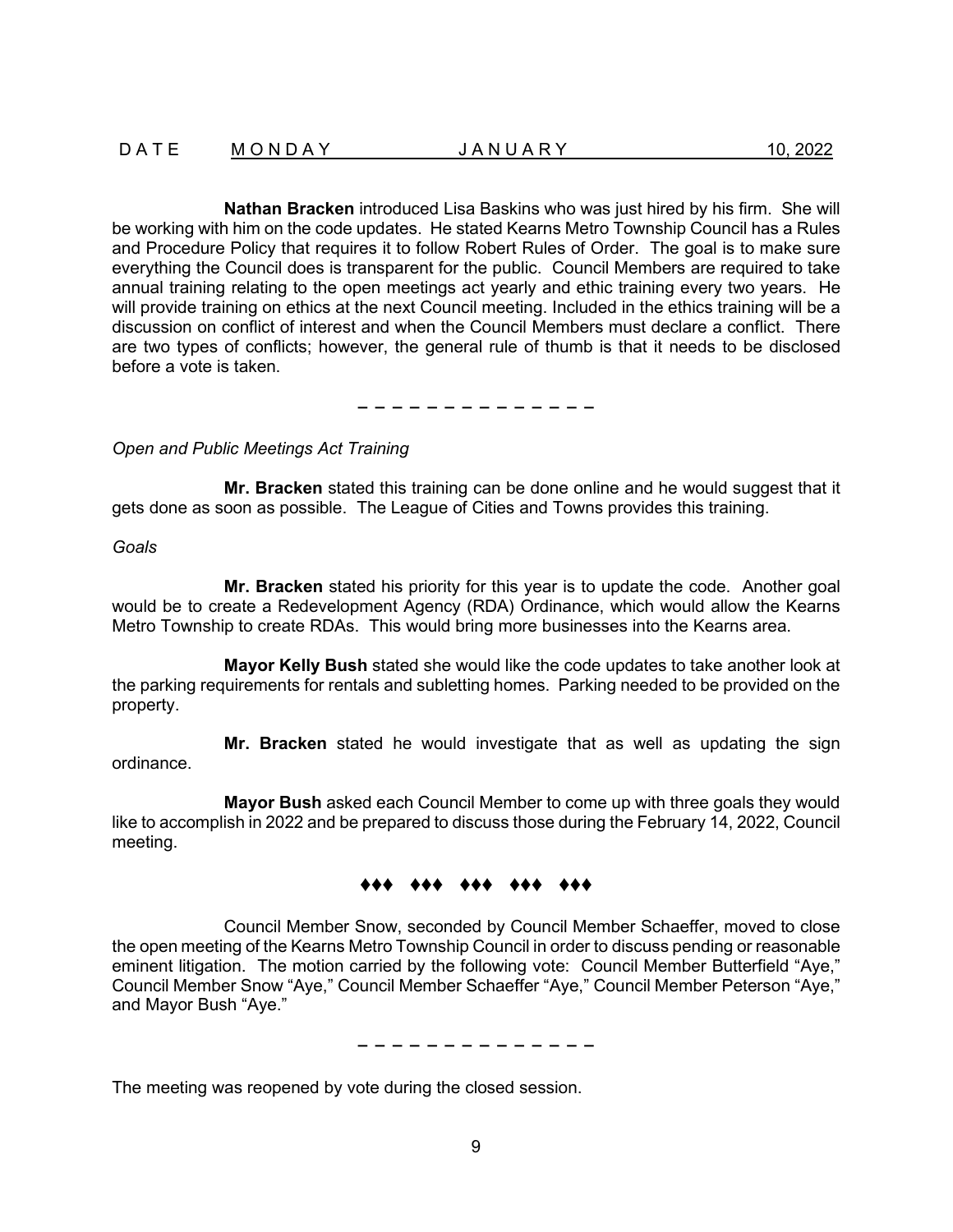**Nathan Bracken** introduced Lisa Baskins who was just hired by his firm. She will be working with him on the code updates. He stated Kearns Metro Township Council has a Rules and Procedure Policy that requires it to follow Robert Rules of Order. The goal is to make sure everything the Council does is transparent for the public. Council Members are required to take annual training relating to the open meetings act yearly and ethic training every two years. He will provide training on ethics at the next Council meeting. Included in the ethics training will be a discussion on conflict of interest and when the Council Members must declare a conflict. There are two types of conflicts; however, the general rule of thumb is that it needs to be disclosed before a vote is taken.

– – – – – – – – – – – – – –

*Open and Public Meetings Act Training*

**Mr. Bracken** stated this training can be done online and he would suggest that it gets done as soon as possible. The League of Cities and Towns provides this training.

*Goals*

**Mr. Bracken** stated his priority for this year is to update the code. Another goal would be to create a Redevelopment Agency (RDA) Ordinance, which would allow the Kearns Metro Township to create RDAs. This would bring more businesses into the Kearns area.

**Mayor Kelly Bush** stated she would like the code updates to take another look at the parking requirements for rentals and subletting homes. Parking needed to be provided on the property.

**Mr. Bracken** stated he would investigate that as well as updating the sign ordinance.

**Mayor Bush** asked each Council Member to come up with three goals they would like to accomplish in 2022 and be prepared to discuss those during the February 14, 2022, Council meeting.

♦♦♦ ♦♦♦ ♦♦♦ ♦♦♦ ♦♦♦

Council Member Snow, seconded by Council Member Schaeffer, moved to close the open meeting of the Kearns Metro Township Council in order to discuss pending or reasonable eminent litigation. The motion carried by the following vote: Council Member Butterfield "Aye," Council Member Snow "Aye," Council Member Schaeffer "Aye," Council Member Peterson "Aye," and Mayor Bush "Aye."

– – – – – – – – – – – – – –

The meeting was reopened by vote during the closed session.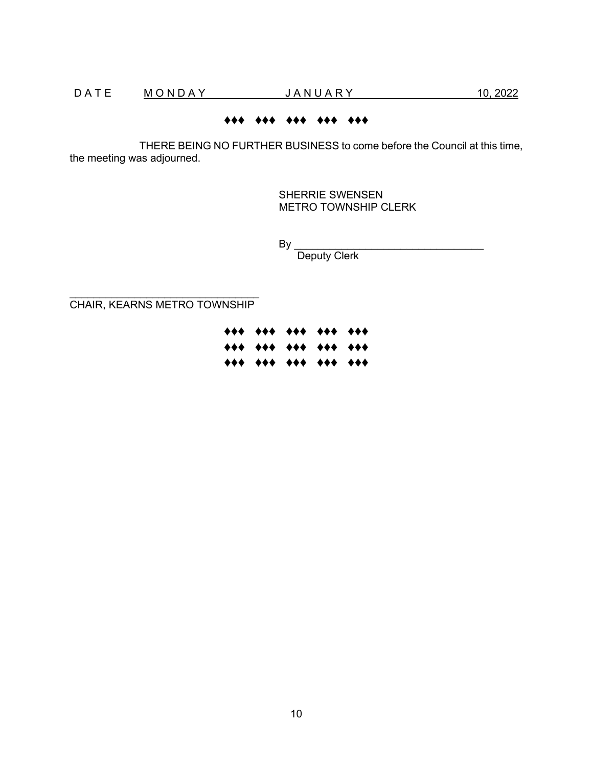D A T E M O N D A Y J A N U A R Y 10, 2022

♦♦♦ ♦♦♦ ♦♦♦ ♦♦♦ ♦♦♦

THERE BEING NO FURTHER BUSINESS to come before the Council at this time, the meeting was adjourned.

SHERRIE SWENSEN
METRO TOWNSHIP CLERK

By ________________________________
Deputy Clerk

________________________________
CHAIR, KEARNS METRO TOWNSHIP

♦♦♦ ♦♦♦ ♦♦♦ ♦♦♦ ♦♦♦
♦♦♦ ♦♦♦ ♦♦♦ ♦♦♦ ♦♦♦
♦♦♦ ♦♦♦ ♦♦♦ ♦♦♦ ♦♦♦